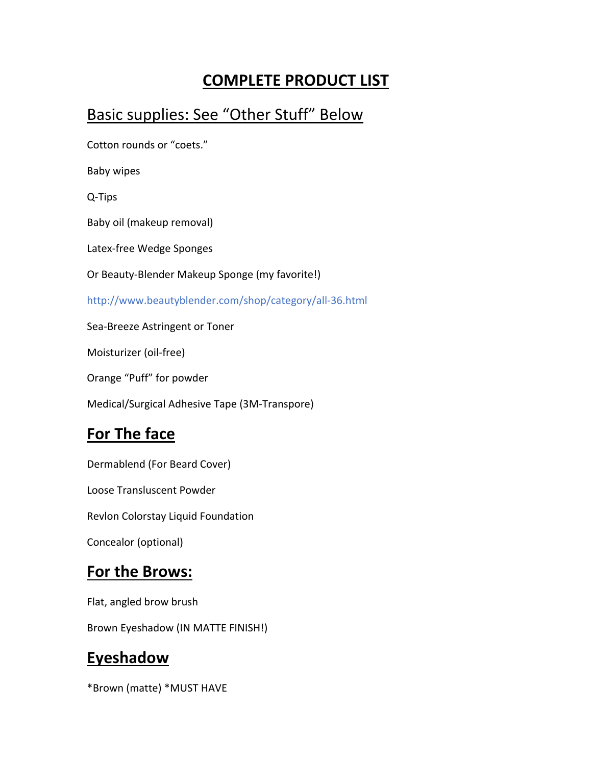# COMPLETE PRODUCT LIST

## Basic supplies: See "Other Stuff" Below

Cotton rounds or "coets."

Baby wipes

Q-Tips

Baby oil (makeup removal)

Latex-free Wedge Sponges

Or Beauty-Blender Makeup Sponge (my favorite!)

http://www.beautyblender.com/shop/category/all-36.html

Sea-Breeze Astringent or Toner

Moisturizer (oil-free)

Orange "Puff" for powder

Medical/Surgical Adhesive Tape (3M-Transpore)

## For The face

Dermablend (For Beard Cover)

Loose Transluscent Powder

Revlon Colorstay Liquid Foundation

Concealor (optional)

## For the Brows:

Flat, angled brow brush

Brown Eyeshadow (IN MATTE FINISH!)

## Eyeshadow

*Brown (matte) *MUST HAVE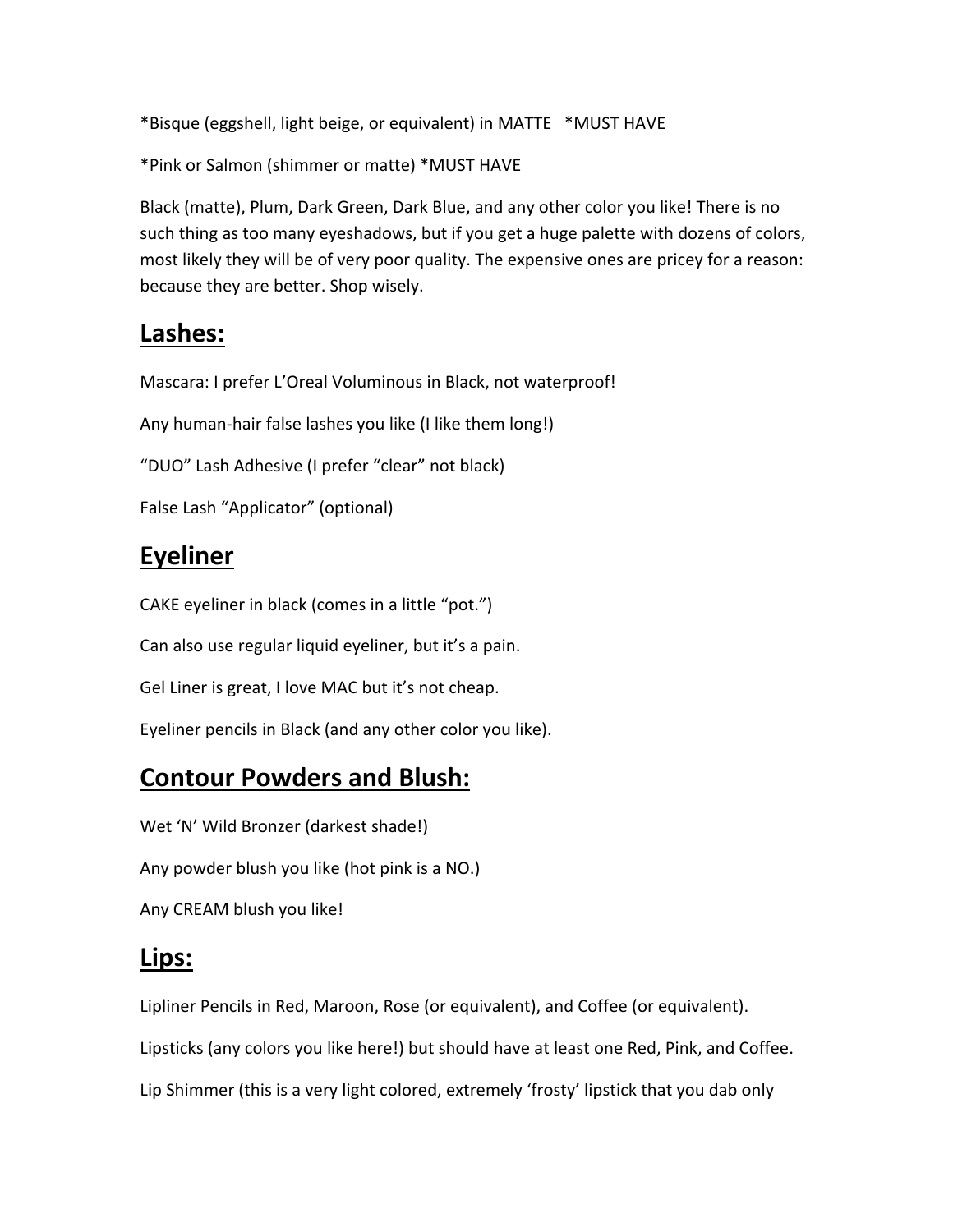*Bisque (eggshell, light beige, or equivalent) in MATTE   *MUST HAVE

*Pink or Salmon (shimmer or matte) *MUST HAVE

Black (matte), Plum, Dark Green, Dark Blue, and any other color you like! There is no such thing as too many eyeshadows, but if you get a huge palette with dozens of colors, most likely they will be of very poor quality. The expensive ones are pricey for a reason: because they are better. Shop wisely.

## Lashes:

Mascara: I prefer L'Oreal Voluminous in Black, not waterproof!

Any human-hair false lashes you like (I like them long!)

"DUO" Lash Adhesive (I prefer "clear" not black)

False Lash "Applicator" (optional)

## Eyeliner

CAKE eyeliner in black (comes in a little "pot.")

Can also use regular liquid eyeliner, but it's a pain.

Gel Liner is great, I love MAC but it's not cheap.

Eyeliner pencils in Black (and any other color you like).

## Contour Powders and Blush:

Wet 'N' Wild Bronzer (darkest shade!)

Any powder blush you like (hot pink is a NO.)

Any CREAM blush you like!

## Lips:

Lipliner Pencils in Red, Maroon, Rose (or equivalent), and Coffee (or equivalent).

Lipsticks (any colors you like here!) but should have at least one Red, Pink, and Coffee.

Lip Shimmer (this is a very light colored, extremely 'frosty' lipstick that you dab only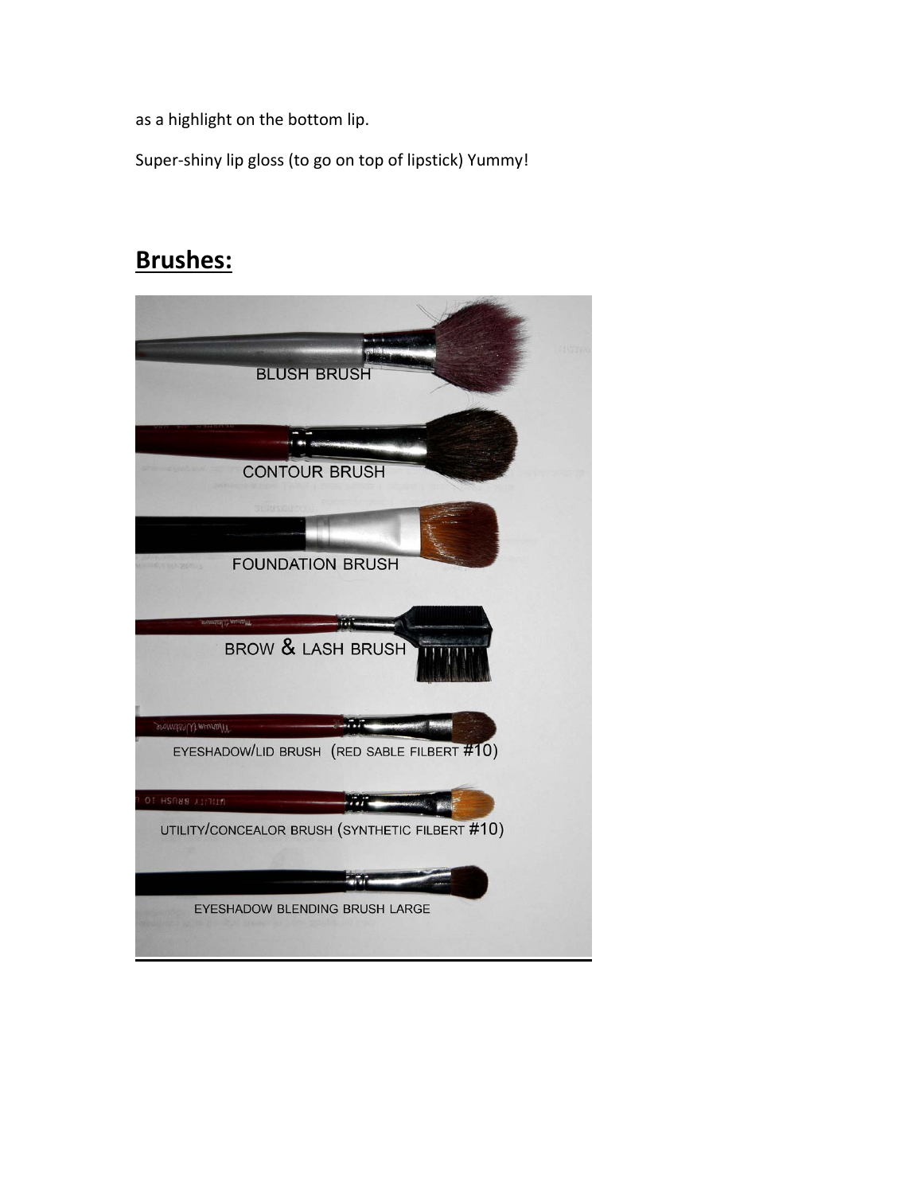as a highlight on the bottom lip.

Super-shiny lip gloss (to go on top of lipstick) Yummy!

## **Brushes:**

BLUSH BRUSH

CONTOUR BRUSH

FOUNDATION BRUSH

BROW & LASH BRUSH

EYESHADOW/LID BRUSH (RED SABLE FILBERT #10)

UTILITY/CONCEALOR BRUSH (SYNTHETIC FILBERT #10)

EYESHADOW BLENDING BRUSH LARGE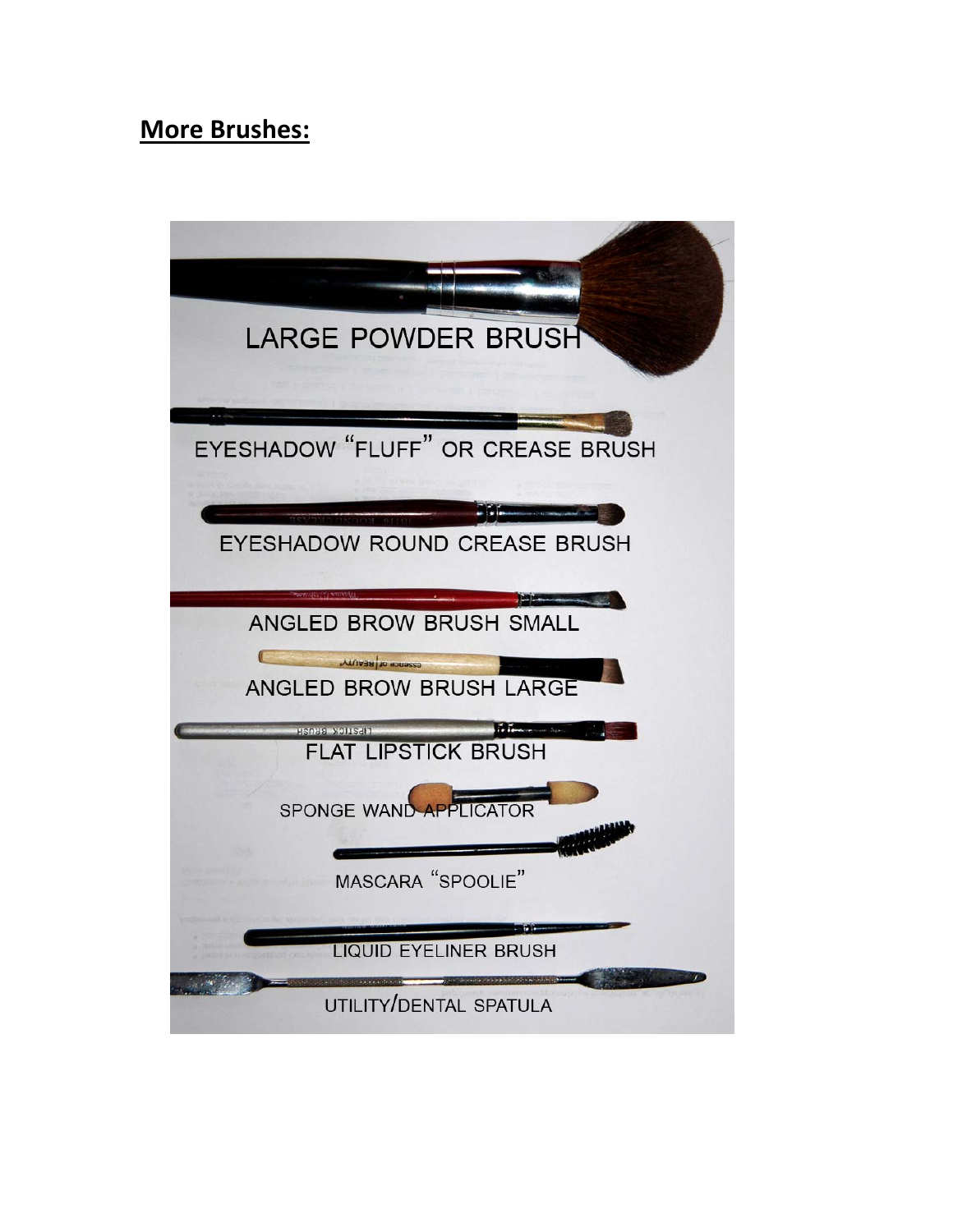## More Brushes:

LARGE POWDER BRUSH

EYESHADOW "FLUFF" OR CREASE BRUSH

EYESHADOW ROUND CREASE BRUSH

ANGLED BROW BRUSH SMALL

ANGLED BROW BRUSH LARGE

FLAT LIPSTICK BRUSH

SPONGE WAND APPLICATOR

MASCARA "SPOOLIE"

LIQUID EYELINER BRUSH

UTILITY/DENTAL SPATULA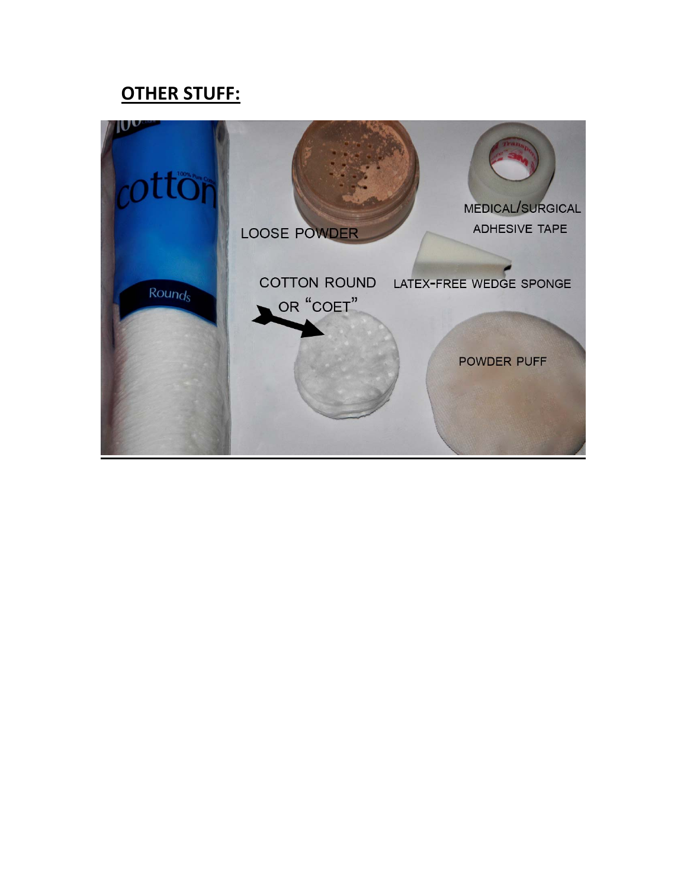## OTHER STUFF:

LOOSE POWDER

MEDICAL/SURGICAL ADHESIVE TAPE

COTTON ROUND OR "COET"

LATEX-FREE WEDGE SPONGE

POWDER PUFF